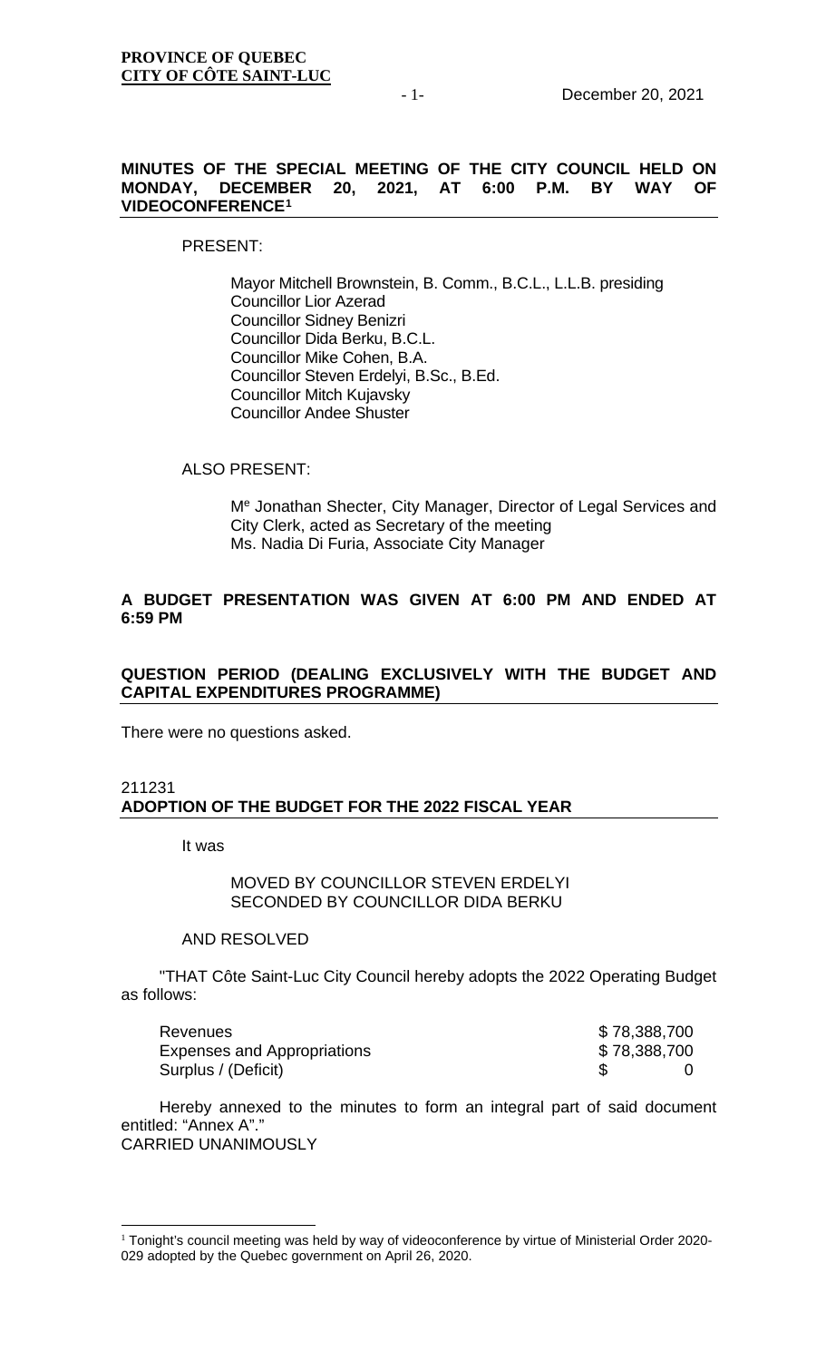**PROVINCE OF QUEBEC**
**CITY OF CÔTE SAINT-LUC**

## MINUTES OF THE SPECIAL MEETING OF THE CITY COUNCIL HELD ON MONDAY, DECEMBER 20, 2021, AT 6:00 P.M. BY WAY OF VIDEOCONFERENCE[1]

PRESENT:

Mayor Mitchell Brownstein, B. Comm., B.C.L., L.L.B. presiding
Councillor Lior Azerad
Councillor Sidney Benizri
Councillor Dida Berku, B.C.L.
Councillor Mike Cohen, B.A.
Councillor Steven Erdelyi, B.Sc., B.Ed.
Councillor Mitch Kujavsky
Councillor Andee Shuster

ALSO PRESENT:

M^e^ Jonathan Shecter, City Manager, Director of Legal Services and City Clerk, acted as Secretary of the meeting
Ms. Nadia Di Furia, Associate City Manager

**A BUDGET PRESENTATION WAS GIVEN AT 6:00 PM AND ENDED AT 6:59 PM**

**QUESTION PERIOD (DEALING EXCLUSIVELY WITH THE BUDGET AND CAPITAL EXPENDITURES PROGRAMME)**

There were no questions asked.

211231
**ADOPTION OF THE BUDGET FOR THE 2022 FISCAL YEAR**

It was

MOVED BY COUNCILLOR STEVEN ERDELYI
SECONDED BY COUNCILLOR DIDA BERKU

AND RESOLVED

"THAT Côte Saint-Luc City Council hereby adopts the 2022 Operating Budget as follows:

| | |
|---|---|
| Revenues | $ 78,388,700 |
| Expenses and Appropriations | $ 78,388,700 |
| Surplus / (Deficit) | $ 0 |

Hereby annexed to the minutes to form an integral part of said document entitled: "Annex A"."
CARRIED UNANIMOUSLY

---

[1] Tonight's council meeting was held by way of videoconference by virtue of Ministerial Order 2020-029 adopted by the Quebec government on April 26, 2020.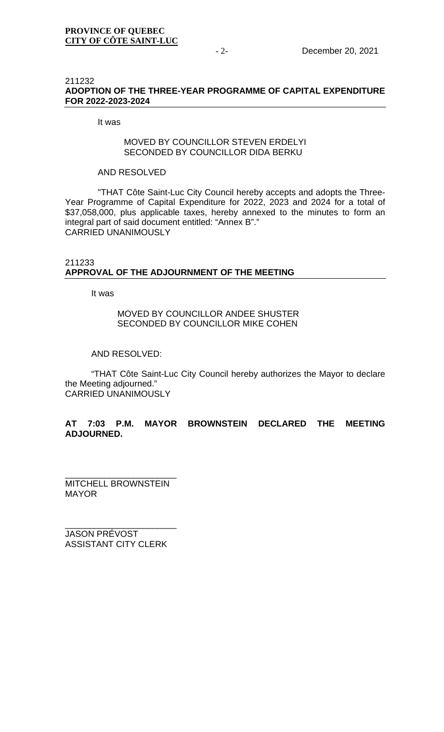211232

**ADOPTION OF THE THREE-YEAR PROGRAMME OF CAPITAL EXPENDITURE FOR 2022-2023-2024**

It was

MOVED BY COUNCILLOR STEVEN ERDELYI
SECONDED BY COUNCILLOR DIDA BERKU

AND RESOLVED

"THAT Côte Saint-Luc City Council hereby accepts and adopts the Three-Year Programme of Capital Expenditure for 2022, 2023 and 2024 for a total of $37,058,000, plus applicable taxes, hereby annexed to the minutes to form an integral part of said document entitled: "Annex B"."
CARRIED UNANIMOUSLY

211233

**APPROVAL OF THE ADJOURNMENT OF THE MEETING**

It was

MOVED BY COUNCILLOR ANDEE SHUSTER
SECONDED BY COUNCILLOR MIKE COHEN

AND RESOLVED:

"THAT Côte Saint-Luc City Council hereby authorizes the Mayor to declare the Meeting adjourned."
CARRIED UNANIMOUSLY

**AT 7:03 P.M. MAYOR BROWNSTEIN DECLARED THE MEETING ADJOURNED.**

______________________
MITCHELL BROWNSTEIN
MAYOR

______________________
JASON PRÉVOST
ASSISTANT CITY CLERK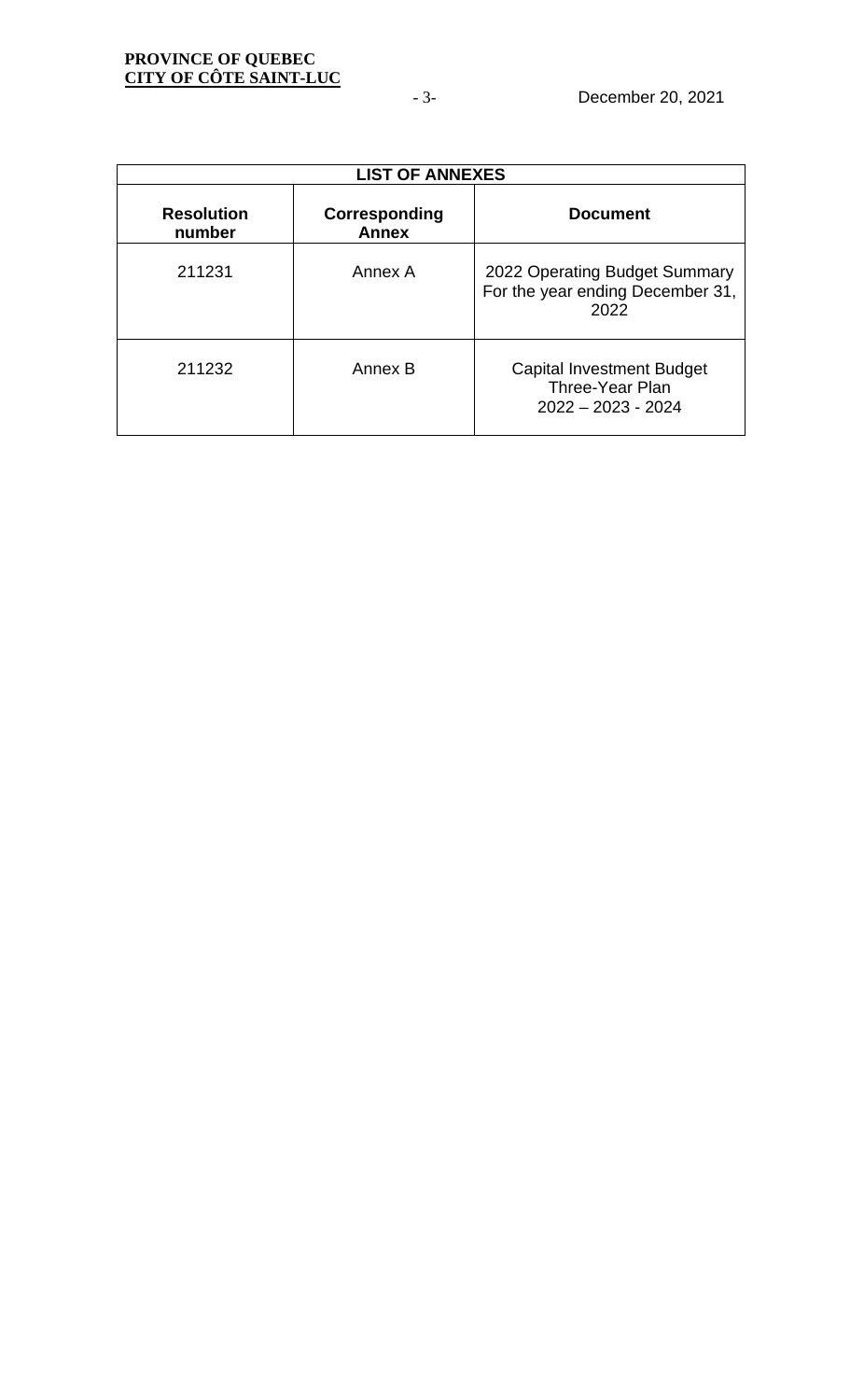| LIST OF ANNEXES | | |
|---|---|---|
| **Resolution number** | **Corresponding Annex** | **Document** |
| 211231 | Annex A | 2022 Operating Budget Summary For the year ending December 31, 2022 |
| 211232 | Annex B | Capital Investment Budget Three-Year Plan 2022 – 2023 - 2024 |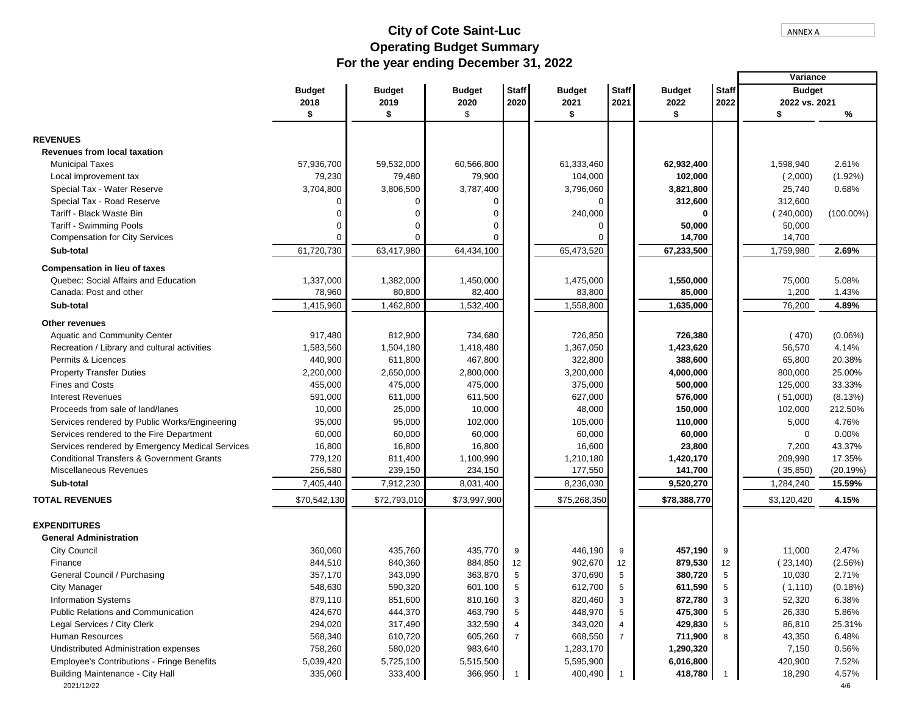ANNEX A

# City of Cote Saint-Luc
## Operating Budget Summary
## For the year ending December 31, 2022

| | Budget 2018 $ | Budget 2019 $ | Budget 2020 $ | Staff 2020 | Budget 2021 $ | Staff 2021 | Budget 2022 $ | Staff 2022 | Variance Budget 2022 vs. 2021 $ | % |
|---|---|---|---|---|---|---|---|---|---|---|
| **REVENUES** | | | | | | | | | | |
| **Revenues from local taxation** | | | | | | | | | | |
| Municipal Taxes | 57,936,700 | 59,532,000 | 60,566,800 | | 61,333,460 | | **62,932,400** | | 1,598,940 | 2.61% |
| Local improvement tax | 79,230 | 79,480 | 79,900 | | 104,000 | | **102,000** | | ( 2,000) | (1.92%) |
| Special Tax - Water Reserve | 3,704,800 | 3,806,500 | 3,787,400 | | 3,796,060 | | **3,821,800** | | 25,740 | 0.68% |
| Special Tax - Road Reserve | 0 | 0 | 0 | | 0 | | **312,600** | | 312,600 | |
| Tariff - Black Waste Bin | 0 | 0 | 0 | | 240,000 | | **0** | | ( 240,000) | (100.00%) |
| Tariff - Swimming Pools | 0 | 0 | 0 | | 0 | | **50,000** | | 50,000 | |
| Compensation for City Services | 0 | 0 | 0 | | 0 | | **14,700** | | 14,700 | |
| **Sub-total** | 61,720,730 | 63,417,980 | 64,434,100 | | 65,473,520 | | **67,233,500** | | 1,759,980 | **2.69%** |
| **Compensation in lieu of taxes** | | | | | | | | | | |
| Quebec: Social Affairs and Education | 1,337,000 | 1,382,000 | 1,450,000 | | 1,475,000 | | **1,550,000** | | 75,000 | 5.08% |
| Canada: Post and other | 78,960 | 80,800 | 82,400 | | 83,800 | | **85,000** | | 1,200 | 1.43% |
| **Sub-total** | 1,415,960 | 1,462,800 | 1,532,400 | | 1,558,800 | | **1,635,000** | | 76,200 | **4.89%** |
| **Other revenues** | | | | | | | | | | |
| Aquatic and Community Center | 917,480 | 812,900 | 734,680 | | 726,850 | | **726,380** | | ( 470) | (0.06%) |
| Recreation / Library and cultural activities | 1,583,560 | 1,504,180 | 1,418,480 | | 1,367,050 | | **1,423,620** | | 56,570 | 4.14% |
| Permits & Licences | 440,900 | 611,800 | 467,800 | | 322,800 | | **388,600** | | 65,800 | 20.38% |
| Property Transfer Duties | 2,200,000 | 2,650,000 | 2,800,000 | | 3,200,000 | | **4,000,000** | | 800,000 | 25.00% |
| Fines and Costs | 455,000 | 475,000 | 475,000 | | 375,000 | | **500,000** | | 125,000 | 33.33% |
| Interest Revenues | 591,000 | 611,000 | 611,500 | | 627,000 | | **576,000** | | ( 51,000) | (8.13%) |
| Proceeds from sale of land/lanes | 10,000 | 25,000 | 10,000 | | 48,000 | | **150,000** | | 102,000 | 212.50% |
| Services rendered by Public Works/Engineering | 95,000 | 95,000 | 102,000 | | 105,000 | | **110,000** | | 5,000 | 4.76% |
| Services rendered to the Fire Department | 60,000 | 60,000 | 60,000 | | 60,000 | | **60,000** | | 0 | 0.00% |
| Services rendered by Emergency Medical Services | 16,800 | 16,800 | 16,800 | | 16,600 | | **23,800** | | 7,200 | 43.37% |
| Conditional Transfers & Government Grants | 779,120 | 811,400 | 1,100,990 | | 1,210,180 | | **1,420,170** | | 209,990 | 17.35% |
| Miscellaneous Revenues | 256,580 | 239,150 | 234,150 | | 177,550 | | **141,700** | | ( 35,850) | (20.19%) |
| **Sub-total** | 7,405,440 | 7,912,230 | 8,031,400 | | 8,236,030 | | **9,520,270** | | 1,284,240 | **15.59%** |
| **TOTAL REVENUES** | $70,542,130 | $72,793,010 | $73,997,900 | | $75,268,350 | | **$78,388,770** | | $3,120,420 | **4.15%** |
| **EXPENDITURES** | | | | | | | | | | |
| **General Administration** | | | | | | | | | | |
| City Council | 360,060 | 435,760 | 435,770 | 9 | 446,190 | 9 | **457,190** | 9 | 11,000 | 2.47% |
| Finance | 844,510 | 840,360 | 884,850 | 12 | 902,670 | 12 | **879,530** | 12 | ( 23,140) | (2.56%) |
| General Council / Purchasing | 357,170 | 343,090 | 363,870 | 5 | 370,690 | 5 | **380,720** | 5 | 10,030 | 2.71% |
| City Manager | 548,630 | 590,320 | 601,100 | 5 | 612,700 | 5 | **611,590** | 5 | ( 1,110) | (0.18%) |
| Information Systems | 879,110 | 851,600 | 810,160 | 3 | 820,460 | 3 | **872,780** | 3 | 52,320 | 6.38% |
| Public Relations and Communication | 424,670 | 444,370 | 463,790 | 5 | 448,970 | 5 | **475,300** | 5 | 26,330 | 5.86% |
| Legal Services / City Clerk | 294,020 | 317,490 | 332,590 | 4 | 343,020 | 4 | **429,830** | 5 | 86,810 | 25.31% |
| Human Resources | 568,340 | 610,720 | 605,260 | 7 | 668,550 | 7 | **711,900** | 8 | 43,350 | 6.48% |
| Undistributed Administration expenses | 758,260 | 580,020 | 983,640 | | 1,283,170 | | **1,290,320** | | 7,150 | 0.56% |
| Employee's Contributions - Fringe Benefits | 5,039,420 | 5,725,100 | 5,515,500 | | 5,595,900 | | **6,016,800** | | 420,900 | 7.52% |
| Building Maintenance - City Hall | 335,060 | 333,400 | 366,950 | 1 | 400,490 | 1 | **418,780** | 1 | 18,290 | 4.57% |

2021/12/22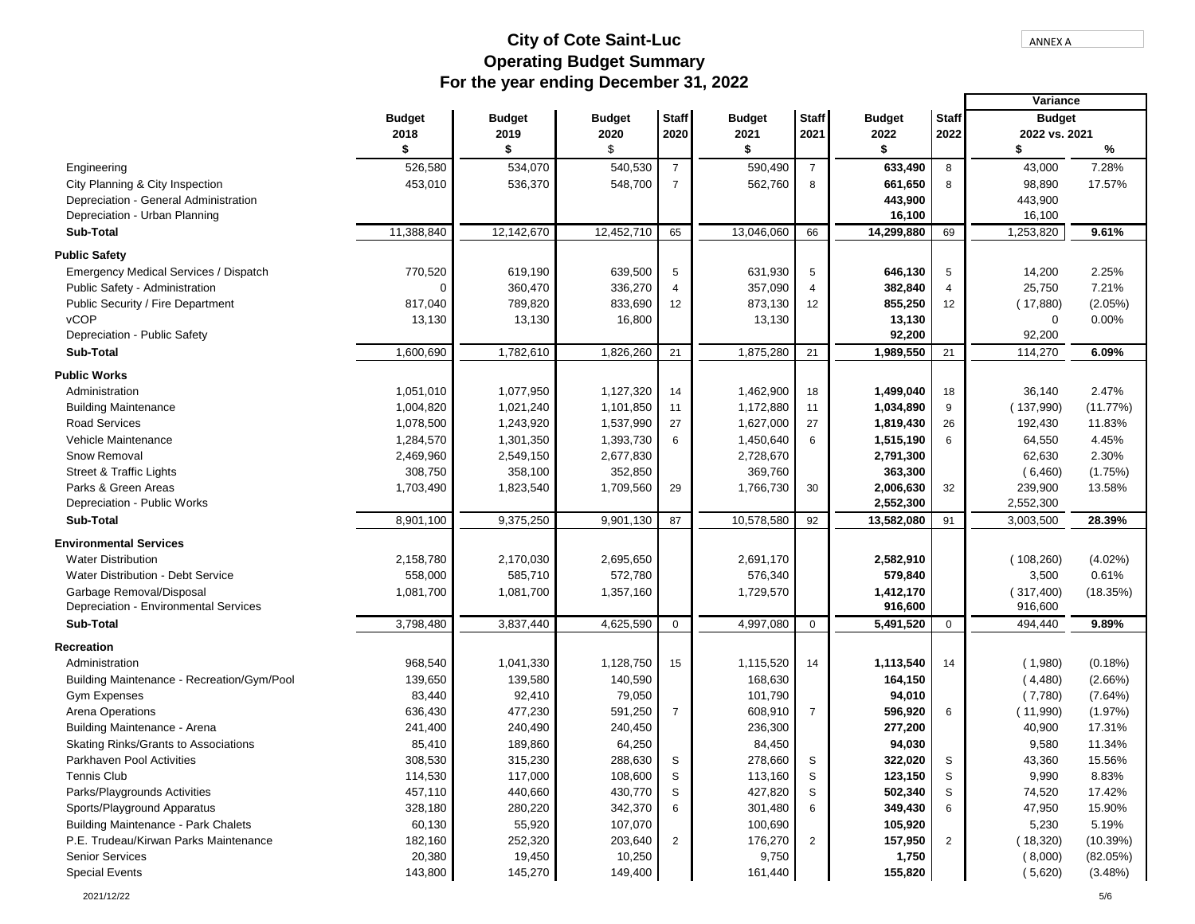ANNEX A

# City of Cote Saint-Luc
## Operating Budget Summary
### For the year ending December 31, 2022

| | Budget 2018 | Budget 2019 | Budget 2020 | Staff 2020 | Budget 2021 | Staff 2021 | Budget 2022 | Staff 2022 | Variance Budget 2022 vs. 2021 | |
|---|---|---|---|---|---|---|---|---|---|---|
| | $ | $ | $ | | $ | | $ | | $ | % |
| Engineering | 526,580 | 534,070 | 540,530 | 7 | 590,490 | 7 | **633,490** | 8 | 43,000 | 7.28% |
| City Planning & City Inspection | 453,010 | 536,370 | 548,700 | 7 | 562,760 | 8 | **661,650** | 8 | 98,890 | 17.57% |
| Depreciation - General Administration | | | | | | | **443,900** | | 443,900 | |
| Depreciation - Urban Planning | | | | | | | **16,100** | | 16,100 | |
| **Sub-Total** | 11,388,840 | 12,142,670 | 12,452,710 | 65 | 13,046,060 | 66 | **14,299,880** | 69 | 1,253,820 | **9.61%** |
| **Public Safety** | | | | | | | | | | |
| Emergency Medical Services / Dispatch | 770,520 | 619,190 | 639,500 | 5 | 631,930 | 5 | **646,130** | 5 | 14,200 | 2.25% |
| Public Safety - Administration | 0 | 360,470 | 336,270 | 4 | 357,090 | 4 | **382,840** | 4 | 25,750 | 7.21% |
| Public Security / Fire Department | 817,040 | 789,820 | 833,690 | 12 | 873,130 | 12 | **855,250** | 12 | (17,880) | (2.05%) |
| vCOP | 13,130 | 13,130 | 16,800 | | 13,130 | | **13,130** | | 0 | 0.00% |
| Depreciation - Public Safety | | | | | | | **92,200** | | 92,200 | |
| **Sub-Total** | 1,600,690 | 1,782,610 | 1,826,260 | 21 | 1,875,280 | 21 | **1,989,550** | 21 | 114,270 | **6.09%** |
| **Public Works** | | | | | | | | | | |
| Administration | 1,051,010 | 1,077,950 | 1,127,320 | 14 | 1,462,900 | 18 | **1,499,040** | 18 | 36,140 | 2.47% |
| Building Maintenance | 1,004,820 | 1,021,240 | 1,101,850 | 11 | 1,172,880 | 11 | **1,034,890** | 9 | (137,990) | (11.77%) |
| Road Services | 1,078,500 | 1,243,920 | 1,537,990 | 27 | 1,627,000 | 27 | **1,819,430** | 26 | 192,430 | 11.83% |
| Vehicle Maintenance | 1,284,570 | 1,301,350 | 1,393,730 | 6 | 1,450,640 | 6 | **1,515,190** | 6 | 64,550 | 4.45% |
| Snow Removal | 2,469,960 | 2,549,150 | 2,677,830 | | 2,728,670 | | **2,791,300** | | 62,630 | 2.30% |
| Street & Traffic Lights | 308,750 | 358,100 | 352,850 | | 369,760 | | **363,300** | | (6,460) | (1.75%) |
| Parks & Green Areas | 1,703,490 | 1,823,540 | 1,709,560 | 29 | 1,766,730 | 30 | **2,006,630** | 32 | 239,900 | 13.58% |
| Depreciation - Public Works | | | | | | | **2,552,300** | | 2,552,300 | |
| **Sub-Total** | 8,901,100 | 9,375,250 | 9,901,130 | 87 | 10,578,580 | 92 | **13,582,080** | 91 | 3,003,500 | **28.39%** |
| **Environmental Services** | | | | | | | | | | |
| Water Distribution | 2,158,780 | 2,170,030 | 2,695,650 | | 2,691,170 | | **2,582,910** | | (108,260) | (4.02%) |
| Water Distribution - Debt Service | 558,000 | 585,710 | 572,780 | | 576,340 | | **579,840** | | 3,500 | 0.61% |
| Garbage Removal/Disposal | 1,081,700 | 1,081,700 | 1,357,160 | | 1,729,570 | | **1,412,170** | | (317,400) | (18.35%) |
| Depreciation - Environmental Services | | | | | | | **916,600** | | 916,600 | |
| **Sub-Total** | 3,798,480 | 3,837,440 | 4,625,590 | 0 | 4,997,080 | 0 | **5,491,520** | 0 | 494,440 | **9.89%** |
| **Recreation** | | | | | | | | | | |
| Administration | 968,540 | 1,041,330 | 1,128,750 | 15 | 1,115,520 | 14 | **1,113,540** | 14 | (1,980) | (0.18%) |
| Building Maintenance - Recreation/Gym/Pool | 139,650 | 139,580 | 140,590 | | 168,630 | | **164,150** | | (4,480) | (2.66%) |
| Gym Expenses | 83,440 | 92,410 | 79,050 | | 101,790 | | **94,010** | | (7,780) | (7.64%) |
| Arena Operations | 636,430 | 477,230 | 591,250 | 7 | 608,910 | 7 | **596,920** | 6 | (11,990) | (1.97%) |
| Building Maintenance - Arena | 241,400 | 240,490 | 240,450 | | 236,300 | | **277,200** | | 40,900 | 17.31% |
| Skating Rinks/Grants to Associations | 85,410 | 189,860 | 64,250 | | 84,450 | | **94,030** | | 9,580 | 11.34% |
| Parkhaven Pool Activities | 308,530 | 315,230 | 288,630 | S | 278,660 | S | **322,020** | S | 43,360 | 15.56% |
| Tennis Club | 114,530 | 117,000 | 108,600 | S | 113,160 | S | **123,150** | S | 9,990 | 8.83% |
| Parks/Playgrounds Activities | 457,110 | 440,660 | 430,770 | S | 427,820 | S | **502,340** | S | 74,520 | 17.42% |
| Sports/Playground Apparatus | 328,180 | 280,220 | 342,370 | 6 | 301,480 | 6 | **349,430** | 6 | 47,950 | 15.90% |
| Building Maintenance - Park Chalets | 60,130 | 55,920 | 107,070 | | 100,690 | | **105,920** | | 5,230 | 5.19% |
| P.E. Trudeau/Kirwan Parks Maintenance | 182,160 | 252,320 | 203,640 | 2 | 176,270 | 2 | **157,950** | 2 | (18,320) | (10.39%) |
| Senior Services | 20,380 | 19,450 | 10,250 | | 9,750 | | **1,750** | | (8,000) | (82.05%) |
| Special Events | 143,800 | 145,270 | 149,400 | | 161,440 | | **155,820** | | (5,620) | (3.48%) |

2021/12/22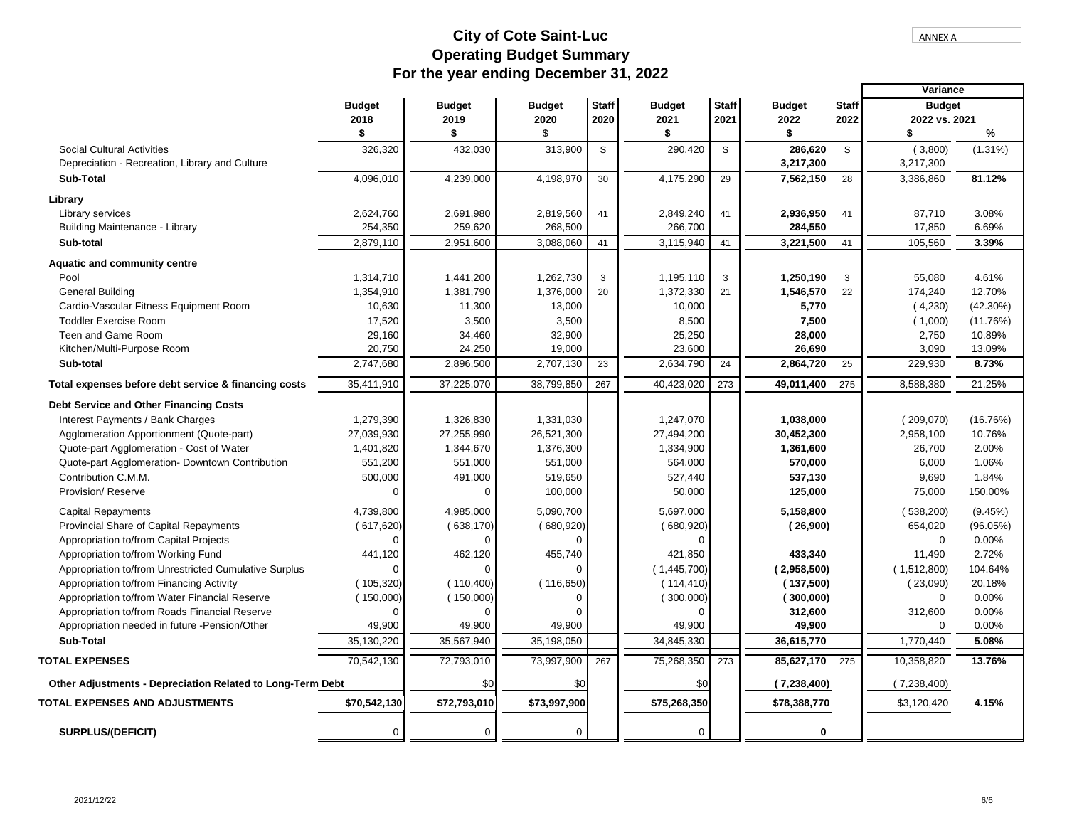ANNEX A

# City of Cote Saint-Luc
## Operating Budget Summary
## For the year ending December 31, 2022

| | Budget 2018 $ | Budget 2019 $ | Budget 2020 $ | Staff 2020 | Budget 2021 $ | Staff 2021 | Budget 2022 $ | Staff 2022 | Variance Budget 2022 vs. 2021 $ | % |
|---|---|---|---|---|---|---|---|---|---|---|
| Social Cultural Activities | 326,320 | 432,030 | 313,900 | S | 290,420 | S | **286,620** | S | ( 3,800) | (1.31%) |
| Depreciation - Recreation, Library and Culture | | | | | | | **3,217,300** | | 3,217,300 | |
| **Sub-Total** | 4,096,010 | 4,239,000 | 4,198,970 | 30 | 4,175,290 | 29 | **7,562,150** | 28 | 3,386,860 | **81.12%** |
| **Library** | | | | | | | | | | |
| Library services | 2,624,760 | 2,691,980 | 2,819,560 | 41 | 2,849,240 | 41 | **2,936,950** | 41 | 87,710 | 3.08% |
| Building Maintenance - Library | 254,350 | 259,620 | 268,500 | | 266,700 | | **284,550** | | 17,850 | 6.69% |
| **Sub-total** | 2,879,110 | 2,951,600 | 3,088,060 | 41 | 3,115,940 | 41 | **3,221,500** | 41 | 105,560 | **3.39%** |
| **Aquatic and community centre** | | | | | | | | | | |
| Pool | 1,314,710 | 1,441,200 | 1,262,730 | 3 | 1,195,110 | 3 | **1,250,190** | 3 | 55,080 | 4.61% |
| General Building | 1,354,910 | 1,381,790 | 1,376,000 | 20 | 1,372,330 | 21 | **1,546,570** | 22 | 174,240 | 12.70% |
| Cardio-Vascular Fitness Equipment Room | 10,630 | 11,300 | 13,000 | | 10,000 | | **5,770** | | ( 4,230) | (42.30%) |
| Toddler Exercise Room | 17,520 | 3,500 | 3,500 | | 8,500 | | **7,500** | | ( 1,000) | (11.76%) |
| Teen and Game Room | 29,160 | 34,460 | 32,900 | | 25,250 | | **28,000** | | 2,750 | 10.89% |
| Kitchen/Multi-Purpose Room | 20,750 | 24,250 | 19,000 | | 23,600 | | **26,690** | | 3,090 | 13.09% |
| **Sub-total** | 2,747,680 | 2,896,500 | 2,707,130 | 23 | 2,634,790 | 24 | **2,864,720** | 25 | 229,930 | **8.73%** |
| **Total expenses before debt service & financing costs** | 35,411,910 | 37,225,070 | 38,799,850 | 267 | 40,423,020 | 273 | **49,011,400** | 275 | 8,588,380 | 21.25% |
| **Debt Service and Other Financing Costs** | | | | | | | | | | |
| Interest Payments / Bank Charges | 1,279,390 | 1,326,830 | 1,331,030 | | 1,247,070 | | **1,038,000** | | ( 209,070) | (16.76%) |
| Agglomeration Apportionment (Quote-part) | 27,039,930 | 27,255,990 | 26,521,300 | | 27,494,200 | | **30,452,300** | | 2,958,100 | 10.76% |
| Quote-part Agglomeration - Cost of Water | 1,401,820 | 1,344,670 | 1,376,300 | | 1,334,900 | | **1,361,600** | | 26,700 | 2.00% |
| Quote-part Agglomeration- Downtown Contribution | 551,200 | 551,000 | 551,000 | | 564,000 | | **570,000** | | 6,000 | 1.06% |
| Contribution C.M.M. | 500,000 | 491,000 | 519,650 | | 527,440 | | **537,130** | | 9,690 | 1.84% |
| Provision/ Reserve | 0 | 0 | 100,000 | | 50,000 | | **125,000** | | 75,000 | 150.00% |
| Capital Repayments | 4,739,800 | 4,985,000 | 5,090,700 | | 5,697,000 | | **5,158,800** | | ( 538,200) | (9.45%) |
| Provincial Share of Capital Repayments | ( 617,620) | ( 638,170) | ( 680,920) | | ( 680,920) | | **( 26,900)** | | 654,020 | (96.05%) |
| Appropriation to/from Capital Projects | 0 | 0 | 0 | | 0 | | | | 0 | 0.00% |
| Appropriation to/from Working Fund | 441,120 | 462,120 | 455,740 | | 421,850 | | **433,340** | | 11,490 | 2.72% |
| Appropriation to/from Unrestricted Cumulative Surplus | 0 | 0 | 0 | | ( 1,445,700) | | **( 2,958,500)** | | ( 1,512,800) | 104.64% |
| Appropriation to/from Financing Activity | ( 105,320) | ( 110,400) | ( 116,650) | | ( 114,410) | | **( 137,500)** | | ( 23,090) | 20.18% |
| Appropriation to/from Water Financial Reserve | ( 150,000) | ( 150,000) | 0 | | ( 300,000) | | **( 300,000)** | | 0 | 0.00% |
| Appropriation to/from Roads Financial Reserve | 0 | 0 | 0 | | 0 | | **312,600** | | 312,600 | 0.00% |
| Appropriation needed in future -Pension/Other | 49,900 | 49,900 | 49,900 | | 49,900 | | **49,900** | | 0 | 0.00% |
| **Sub-Total** | 35,130,220 | 35,567,940 | 35,198,050 | | 34,845,330 | | **36,615,770** | | 1,770,440 | **5.08%** |
| **TOTAL EXPENSES** | 70,542,130 | 72,793,010 | 73,997,900 | 267 | 75,268,350 | 273 | **85,627,170** | 275 | 10,358,820 | **13.76%** |
| **Other Adjustments - Depreciation Related to Long-Term Debt** | | $0 | $0 | | $0 | | **( 7,238,400)** | | ( 7,238,400) | |
| **TOTAL EXPENSES AND ADJUSTMENTS** | **$70,542,130** | **$72,793,010** | **$73,997,900** | | **$75,268,350** | | **$78,388,770** | | $3,120,420 | **4.15%** |
| **SURPLUS/(DEFICIT)** | 0 | 0 | 0 | | 0 | | **0** | | | |

2021/12/22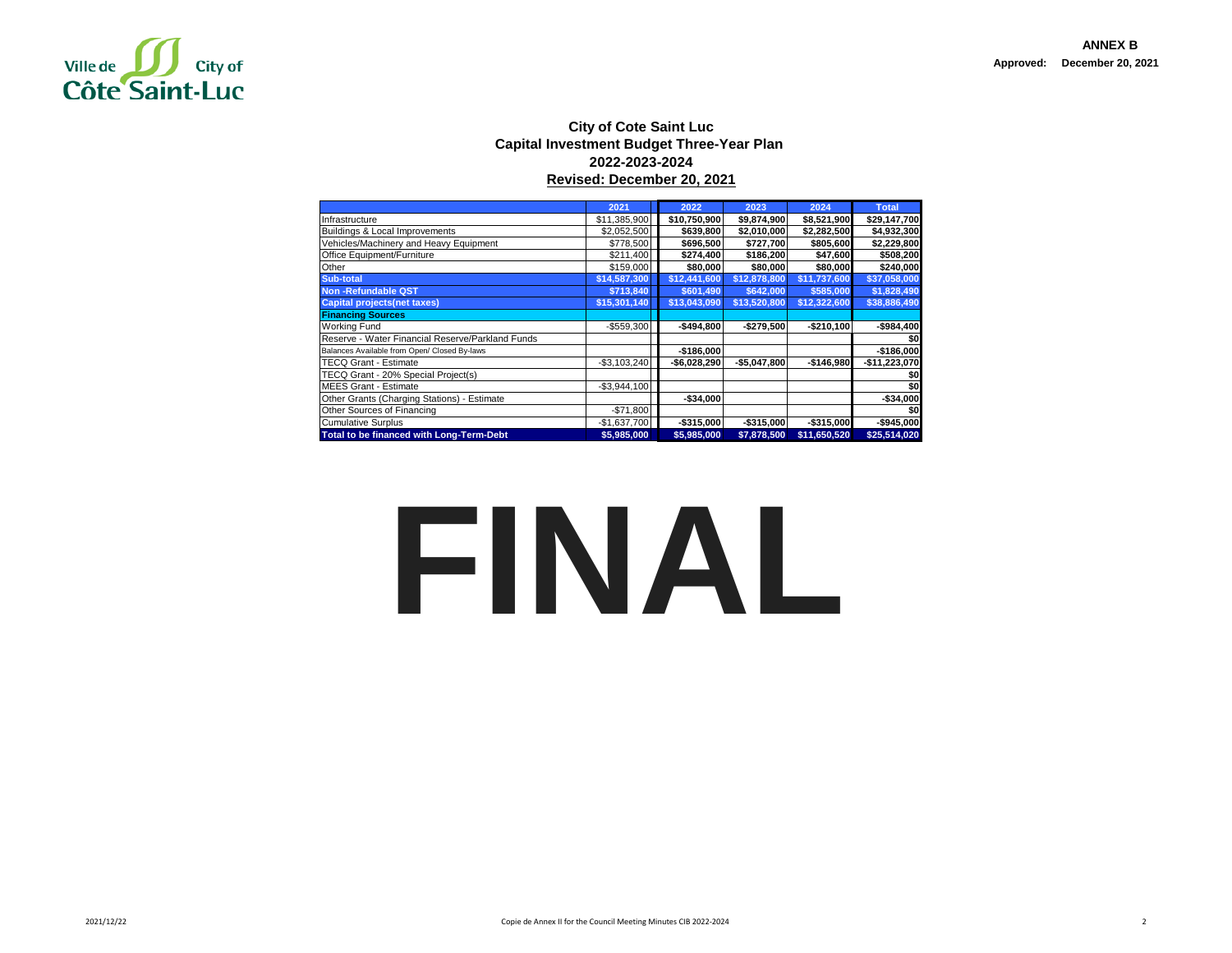**ANNEX B**

**Approved: December 20, 2021**

## City of Cote Saint Luc
## Capital Investment Budget Three-Year Plan
## 2022-2023-2024
## Revised: December 20, 2021

| | 2021 | 2022 | 2023 | 2024 | Total |
|---|---|---|---|---|---|
| Infrastructure | $11,385,900 | $10,750,900 | $9,874,900 | $8,521,900 | $29,147,700 |
| Buildings & Local Improvements | $2,052,500 | $639,800 | $2,010,000 | $2,282,500 | $4,932,300 |
| Vehicles/Machinery and Heavy Equipment | $778,500 | $696,500 | $727,700 | $805,600 | $2,229,800 |
| Office Equipment/Furniture | $211,400 | $274,400 | $186,200 | $47,600 | $508,200 |
| Other | $159,000 | $80,000 | $80,000 | $80,000 | $240,000 |
| **Sub-total** | $14,587,300 | $12,441,600 | $12,878,800 | $11,737,600 | $37,058,000 |
| **Non -Refundable QST** | $713,840 | $601,490 | $642,000 | $585,000 | $1,828,490 |
| **Capital projects(net taxes)** | $15,301,140 | $13,043,090 | $13,520,800 | $12,322,600 | $38,886,490 |
| **Financing Sources** | | | | | |
| Working Fund | -$559,300 | -$494,800 | -$279,500 | -$210,100 | -$984,400 |
| Reserve - Water Financial Reserve/Parkland Funds | | | | | $0 |
| Balances Available from Open/ Closed By-laws | | -$186,000 | | | -$186,000 |
| TECQ Grant - Estimate | -$3,103,240 | -$6,028,290 | -$5,047,800 | -$146,980 | -$11,223,070 |
| TECQ Grant - 20% Special Project(s) | | | | | $0 |
| MEES Grant - Estimate | -$3,944,100 | | | | $0 |
| Other Grants (Charging Stations) - Estimate | | -$34,000 | | | -$34,000 |
| Other Sources of Financing | -$71,800 | | | | $0 |
| Cumulative Surplus | -$1,637,700 | -$315,000 | -$315,000 | -$315,000 | -$945,000 |
| **Total to be financed with Long-Term-Debt** | $5,985,000 | $5,985,000 | $7,878,500 | $11,650,520 | $25,514,020 |

# FINAL